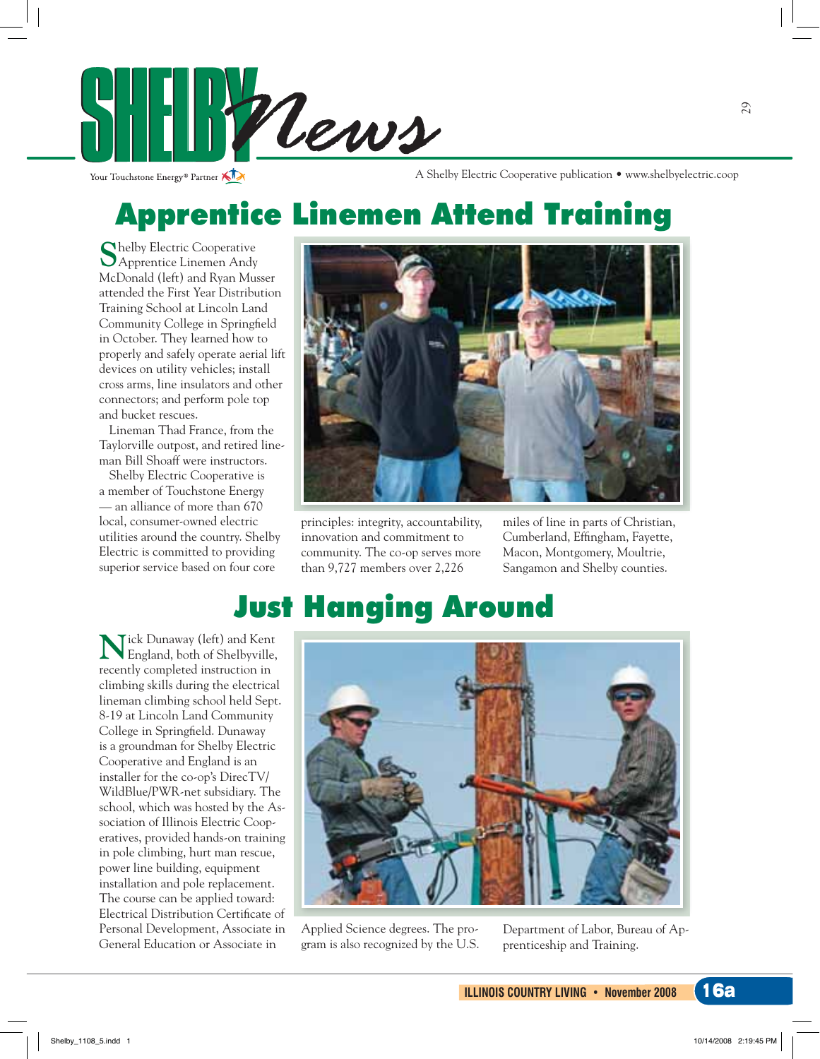# SHELBY News

Your Touchstone Energy® Partner

A Shelby Electric Cooperative publication • www.shelbyelectric.coop

## Apprentice Linemen Attend Training

Shelby Electric Cooperative Apprentice Linemen Andy McDonald (left) and Ryan Musser attended the First Year Distribution Training School at Lincoln Land Community College in Springfield in October. They learned how to properly and safely operate aerial lift devices on utility vehicles; install cross arms, line insulators and other connectors; and perform pole top and bucket rescues.

Lineman Thad France, from the Taylorville outpost, and retired lineman Bill Shoaff were instructors.

Shelby Electric Cooperative is a member of Touchstone Energy — an alliance of more than 670 local, consumer-owned electric utilities around the country. Shelby Electric is committed to providing superior service based on four core principles: integrity, accountability, innovation and commitment to community. The co-op serves more than 9,727 members over 2,226 miles of line in parts of Christian, Cumberland, Effingham, Fayette, Macon, Montgomery, Moultrie, Sangamon and Shelby counties.

## Just Hanging Around

Nick Dunaway (left) and Kent England, both of Shelbyville, recently completed instruction in climbing skills during the electrical lineman climbing school held Sept. 8-19 at Lincoln Land Community College in Springfield. Dunaway is a groundman for Shelby Electric Cooperative and England is an installer for the co-op's DirecTV/WildBlue/PWR-net subsidiary. The school, which was hosted by the Association of Illinois Electric Cooperatives, provided hands-on training in pole climbing, hurt man rescue, power line building, equipment installation and pole replacement. The course can be applied toward: Electrical Distribution Certificate of Personal Development, Associate in General Education or Associate in Applied Science degrees. The program is also recognized by the U.S. Department of Labor, Bureau of Apprenticeship and Training.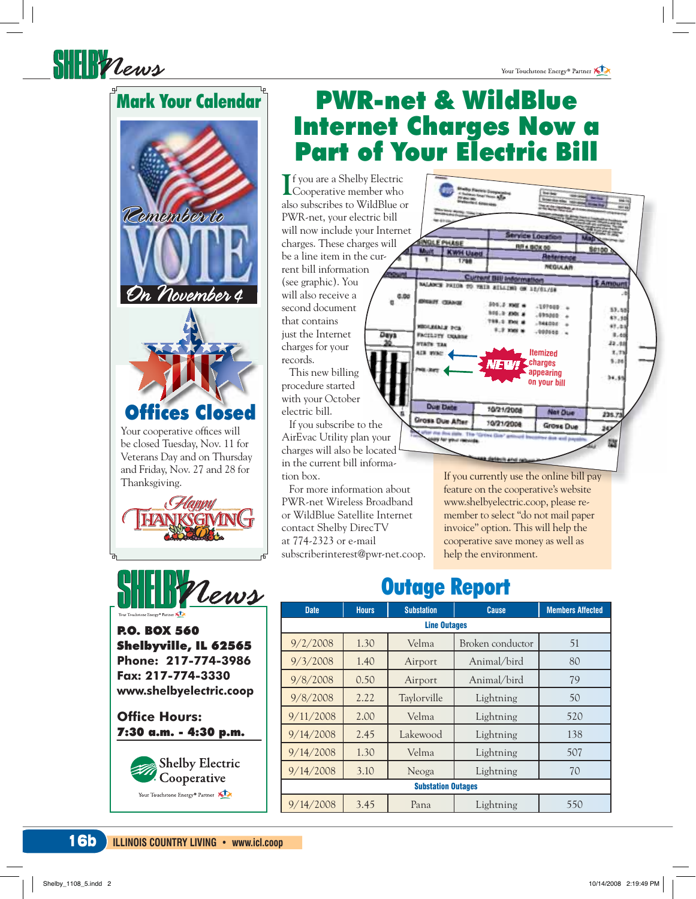## Mark Your Calendar

Remember to VOTE On November 4

### Offices Closed

Your cooperative offices will be closed Tuesday, Nov. 11 for Veterans Day and on Thursday and Friday, Nov. 27 and 28 for Thanksgiving.

Happy Thanksgiving

# PWR-net & WildBlue Internet Charges Now a Part of Your Electric Bill

If you are a Shelby Electric Cooperative member who also subscribes to WildBlue or PWR-net, your electric bill will now include your Internet charges. These charges will be a line item in the current bill information (see graphic). You will also receive a second document that contains just the Internet charges for your records.

This new billing procedure started with your October electric bill.

If you subscribe to the AirEvac Utility plan your charges will also be located in the current bill information box.

For more information about PWR-net Wireless Broadband or WildBlue Satellite Internet contact Shelby DirecTV at 774-2323 or e-mail subscriberinterest@pwr-net.coop.

NEW! Itemized charges appearing on your bill

If you currently use the online bill pay feature on the cooperative's website www.shelbyelectric.coop, please remember to select "do not mail paper invoice" option. This will help the cooperative save money as well as help the environment.

## Shelby News

**P.O. BOX 560**
**Shelbyville, IL 62565**
**Phone: 217-774-3986**
**Fax: 217-774-3330**
**www.shelbyelectric.coop**

**Office Hours:**
**7:30 a.m. - 4:30 p.m.**

Shelby Electric Cooperative
Your Touchstone Energy® Partner

## Outage Report

| Date | Hours | Substation | Cause | Members Affected |
|---|---|---|---|---|
| **Line Outages** | | | | |
| 9/2/2008 | 1.30 | Velma | Broken conductor | 51 |
| 9/3/2008 | 1.40 | Airport | Animal/bird | 80 |
| 9/8/2008 | 0.50 | Airport | Animal/bird | 79 |
| 9/8/2008 | 2.22 | Taylorville | Lightning | 50 |
| 9/11/2008 | 2.00 | Velma | Lightning | 520 |
| 9/14/2008 | 2.45 | Lakewood | Lightning | 138 |
| 9/14/2008 | 1.30 | Velma | Lightning | 507 |
| 9/14/2008 | 3.10 | Neoga | Lightning | 70 |
| **Substation Outages** | | | | |
| 9/14/2008 | 3.45 | Pana | Lightning | 550 |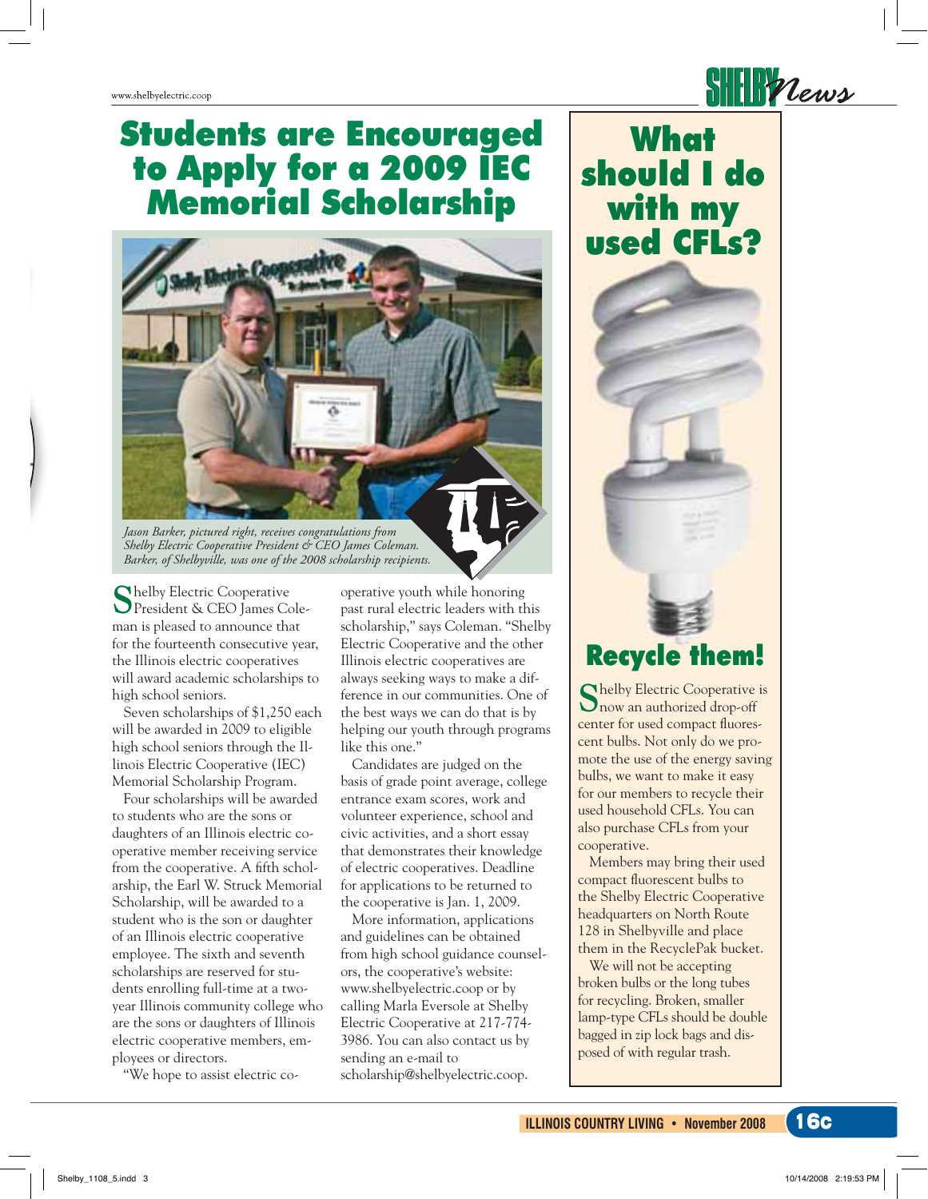# Students are Encouraged to Apply for a 2009 IEC Memorial Scholarship

*Jason Barker, pictured right, receives congratulations from Shelby Electric Cooperative President & CEO James Coleman. Barker, of Shelbyville, was one of the 2008 scholarship recipients.*

Shelby Electric Cooperative President & CEO James Coleman is pleased to announce that for the fourteenth consecutive year, the Illinois electric cooperatives will award academic scholarships to high school seniors.

Seven scholarships of $1,250 each will be awarded in 2009 to eligible high school seniors through the Illinois Electric Cooperative (IEC) Memorial Scholarship Program.

Four scholarships will be awarded to students who are the sons or daughters of an Illinois electric cooperative member receiving service from the cooperative. A fifth scholarship, the Earl W. Struck Memorial Scholarship, will be awarded to a student who is the son or daughter of an Illinois electric cooperative employee. The sixth and seventh scholarships are reserved for students enrolling full-time at a two-year Illinois community college who are the sons or daughters of Illinois electric cooperative members, employees or directors.

"We hope to assist electric cooperative youth while honoring past rural electric leaders with this scholarship," says Coleman. "Shelby Electric Cooperative and the other Illinois electric cooperatives are always seeking ways to make a difference in our communities. One of the best ways we can do that is by helping our youth through programs like this one."

Candidates are judged on the basis of grade point average, college entrance exam scores, work and volunteer experience, school and civic activities, and a short essay that demonstrates their knowledge of electric cooperatives. Deadline for applications to be returned to the cooperative is Jan. 1, 2009.

More information, applications and guidelines can be obtained from high school guidance counselors, the cooperative's website: www.shelbyelectric.coop or by calling Marla Eversole at Shelby Electric Cooperative at 217-774-3986. You can also contact us by sending an e-mail to scholarship@shelbyelectric.coop.

# What should I do with my used CFLs?

## Recycle them!

Shelby Electric Cooperative is now an authorized drop-off center for used compact fluorescent bulbs. Not only do we promote the use of the energy saving bulbs, we want to make it easy for our members to recycle their used household CFLs. You can also purchase CFLs from your cooperative.

Members may bring their used compact fluorescent bulbs to the Shelby Electric Cooperative headquarters on North Route 128 in Shelbyville and place them in the RecyclePak bucket.

We will not be accepting broken bulbs or the long tubes for recycling. Broken, smaller lamp-type CFLs should be double bagged in zip lock bags and disposed of with regular trash.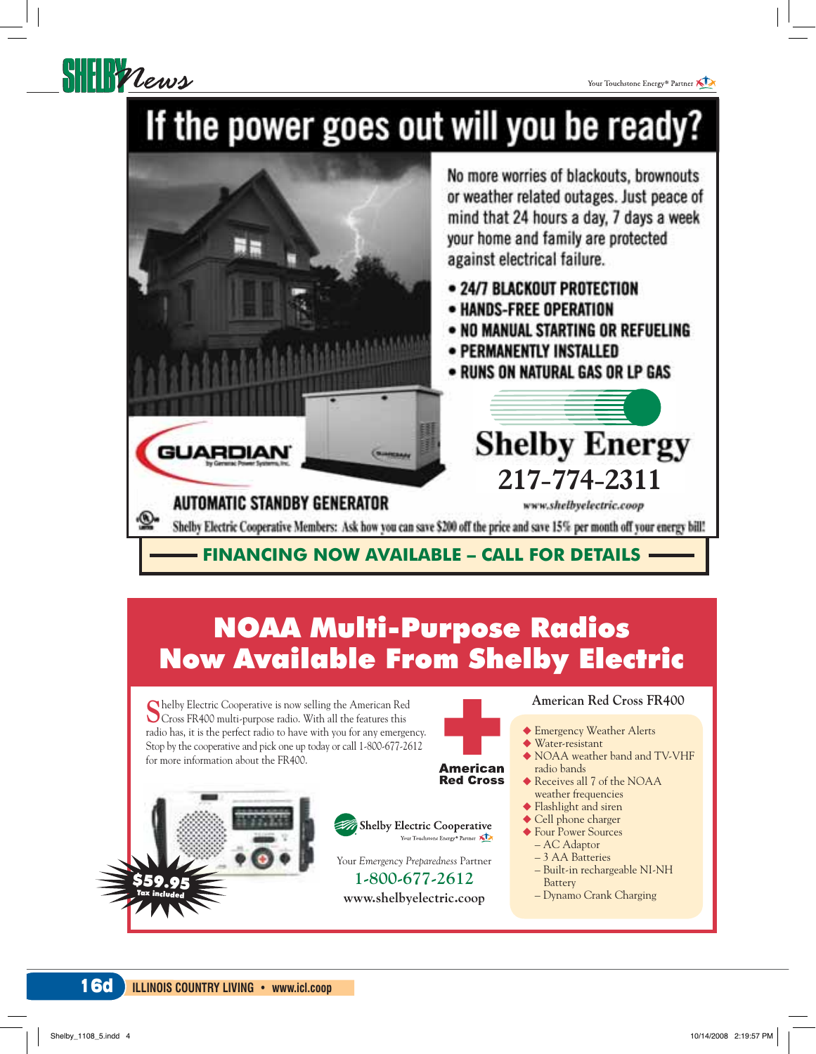# If the power goes out will you be ready?

No more worries of blackouts, brownouts or weather related outages. Just peace of mind that 24 hours a day, 7 days a week your home and family are protected against electrical failure.

- 24/7 BLACKOUT PROTECTION
- HANDS-FREE OPERATION
- NO MANUAL STARTING OR REFUELING
- PERMANENTLY INSTALLED
- RUNS ON NATURAL GAS OR LP GAS

GUARDIAN by Generac Power Systems, Inc.

AUTOMATIC STANDBY GENERATOR

**Shelby Energy**

**217-774-2311**

www.shelbyelectric.coop

Shelby Electric Cooperative Members: Ask how you can save $200 off the price and save 15% per month off your energy bill!

**FINANCING NOW AVAILABLE – CALL FOR DETAILS**

# NOAA Multi-Purpose Radios Now Available From Shelby Electric

Shelby Electric Cooperative is now selling the American Red Cross FR400 multi-purpose radio. With all the features this radio has, it is the perfect radio to have with you for any emergency. Stop by the cooperative and pick one up today or call 1-800-677-2612 for more information about the FR400.

American Red Cross

$59.95 Tax included

Shelby Electric Cooperative
Your Touchstone Energy® Partner

Your *Emergency Preparedness* Partner
1-800-677-2612
www.shelbyelectric.coop

## American Red Cross FR400

- Emergency Weather Alerts
- Water-resistant
- NOAA weather band and TV-VHF radio bands
- Receives all 7 of the NOAA weather frequencies
- Flashlight and siren
- Cell phone charger
- Four Power Sources
  – AC Adaptor
  – 3 AA Batteries
  – Built-in rechargeable NI-NH Battery
  – Dynamo Crank Charging